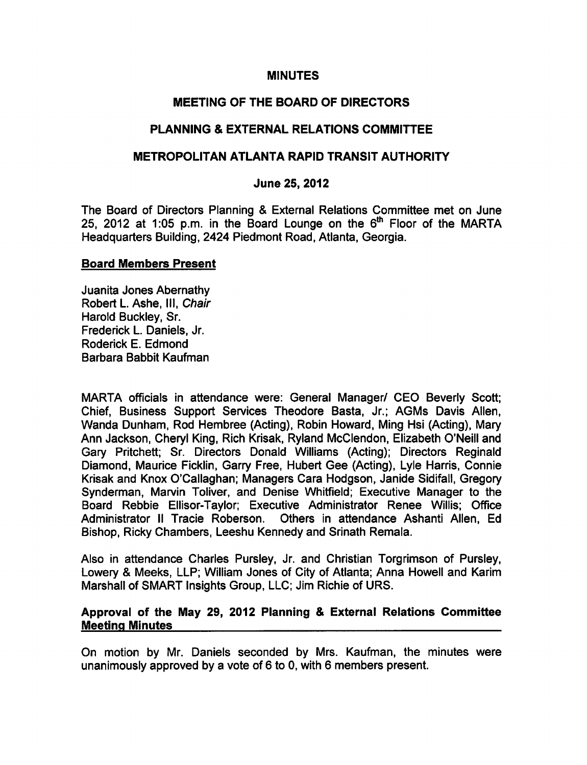# MINUTES

## MEETING OF THE BOARD OF DIRECTORS

## PLANNING & EXTERNAL RELATIONS COMMITTEE

## METROPOLITAN ATLANTA RAPID TRANSIT AUTHORITY

### June 25, 2012

The Board of Directors Planning & External Relations Committee met on June 25, 2012 at 1:05 p.m. in the Board Lounge on the 6th Floor of the MARTA Headquarters Building, 2424 Piedmont Road, Atlanta, Georgia.

**Board Members Present**

Juanita Jones Abernathy
Robert L. Ashe, III, *Chair*
Harold Buckley, Sr.
Frederick L. Daniels, Jr.
Roderick E. Edmond
Barbara Babbit Kaufman

MARTA officials in attendance were: General Manager/ CEO Beverly Scott; Chief, Business Support Services Theodore Basta, Jr.; AGMs Davis Allen, Wanda Dunham, Rod Hembree (Acting), Robin Howard, Ming Hsi (Acting), Mary Ann Jackson, Cheryl King, Rich Krisak, Ryland McClendon, Elizabeth O'Neill and Gary Pritchett; Sr. Directors Donald Williams (Acting); Directors Reginald Diamond, Maurice Ficklin, Garry Free, Hubert Gee (Acting), Lyle Harris, Connie Krisak and Knox O'Callaghan; Managers Cara Hodgson, Janide Sidifall, Gregory Synderman, Marvin Toliver, and Denise Whitfield; Executive Manager to the Board Rebbie Ellisor-Taylor; Executive Administrator Renee Willis; Office Administrator II Tracie Roberson. Others in attendance Ashanti Allen, Ed Bishop, Ricky Chambers, Leeshu Kennedy and Srinath Remala.

Also in attendance Charles Pursley, Jr. and Christian Torgrimson of Pursley, Lowery & Meeks, LLP; William Jones of City of Atlanta; Anna Howell and Karim Marshall of SMART Insights Group, LLC; Jim Richie of URS.

**Approval of the May 29, 2012 Planning & External Relations Committee Meeting Minutes**

On motion by Mr. Daniels seconded by Mrs. Kaufman, the minutes were unanimously approved by a vote of 6 to 0, with 6 members present.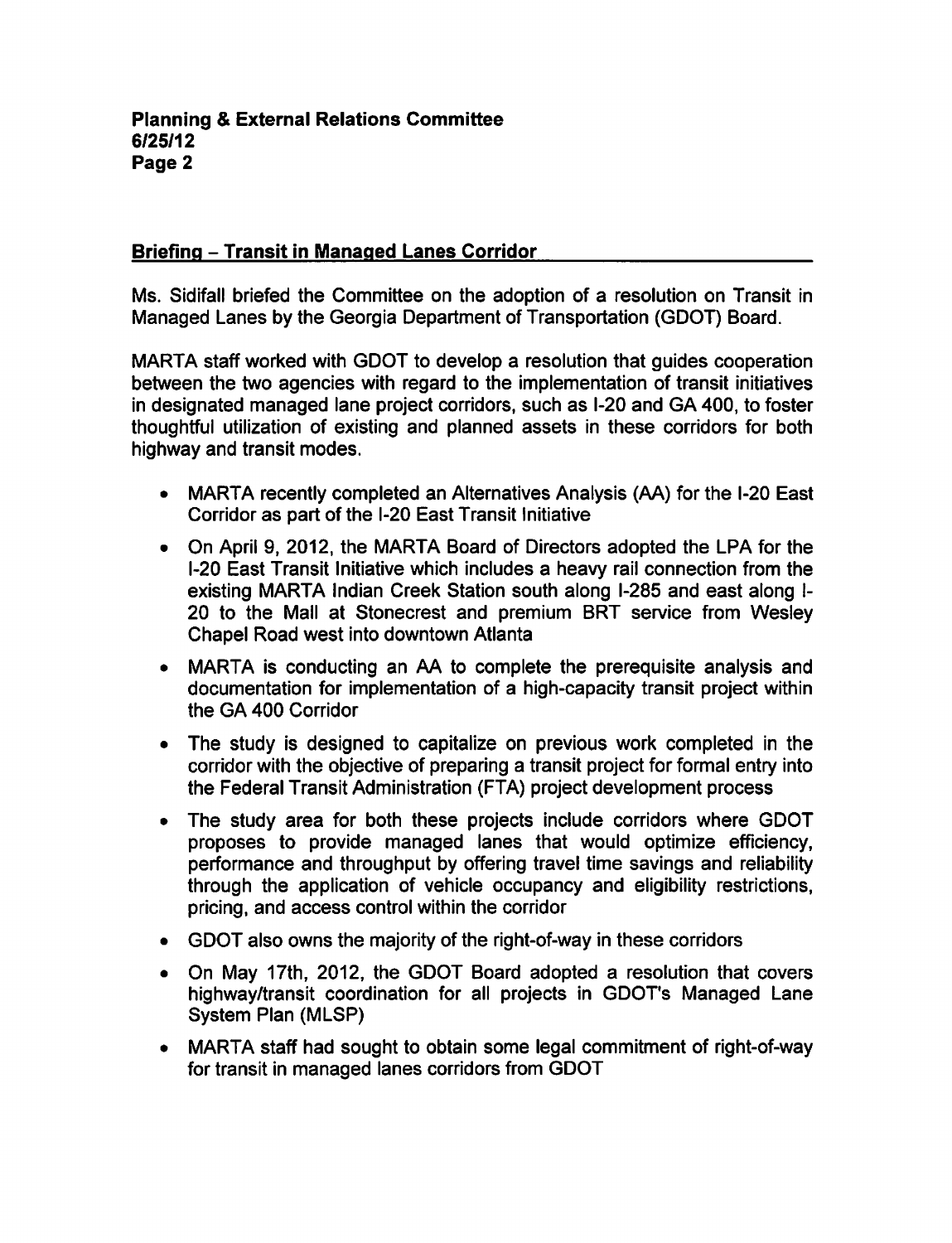## Briefing – Transit in Managed Lanes Corridor

Ms. Sidifall briefed the Committee on the adoption of a resolution on Transit in Managed Lanes by the Georgia Department of Transportation (GDOT) Board.

MARTA staff worked with GDOT to develop a resolution that guides cooperation between the two agencies with regard to the implementation of transit initiatives in designated managed lane project corridors, such as I-20 and GA 400, to foster thoughtful utilization of existing and planned assets in these corridors for both highway and transit modes.

- MARTA recently completed an Alternatives Analysis (AA) for the I-20 East Corridor as part of the I-20 East Transit Initiative
- On April 9, 2012, the MARTA Board of Directors adopted the LPA for the I-20 East Transit Initiative which includes a heavy rail connection from the existing MARTA Indian Creek Station south along I-285 and east along I-20 to the Mall at Stonecrest and premium BRT service from Wesley Chapel Road west into downtown Atlanta
- MARTA is conducting an AA to complete the prerequisite analysis and documentation for implementation of a high-capacity transit project within the GA 400 Corridor
- The study is designed to capitalize on previous work completed in the corridor with the objective of preparing a transit project for formal entry into the Federal Transit Administration (FTA) project development process
- The study area for both these projects include corridors where GDOT proposes to provide managed lanes that would optimize efficiency, performance and throughput by offering travel time savings and reliability through the application of vehicle occupancy and eligibility restrictions, pricing, and access control within the corridor
- GDOT also owns the majority of the right-of-way in these corridors
- On May 17th, 2012, the GDOT Board adopted a resolution that covers highway/transit coordination for all projects in GDOT's Managed Lane System Plan (MLSP)
- MARTA staff had sought to obtain some legal commitment of right-of-way for transit in managed lanes corridors from GDOT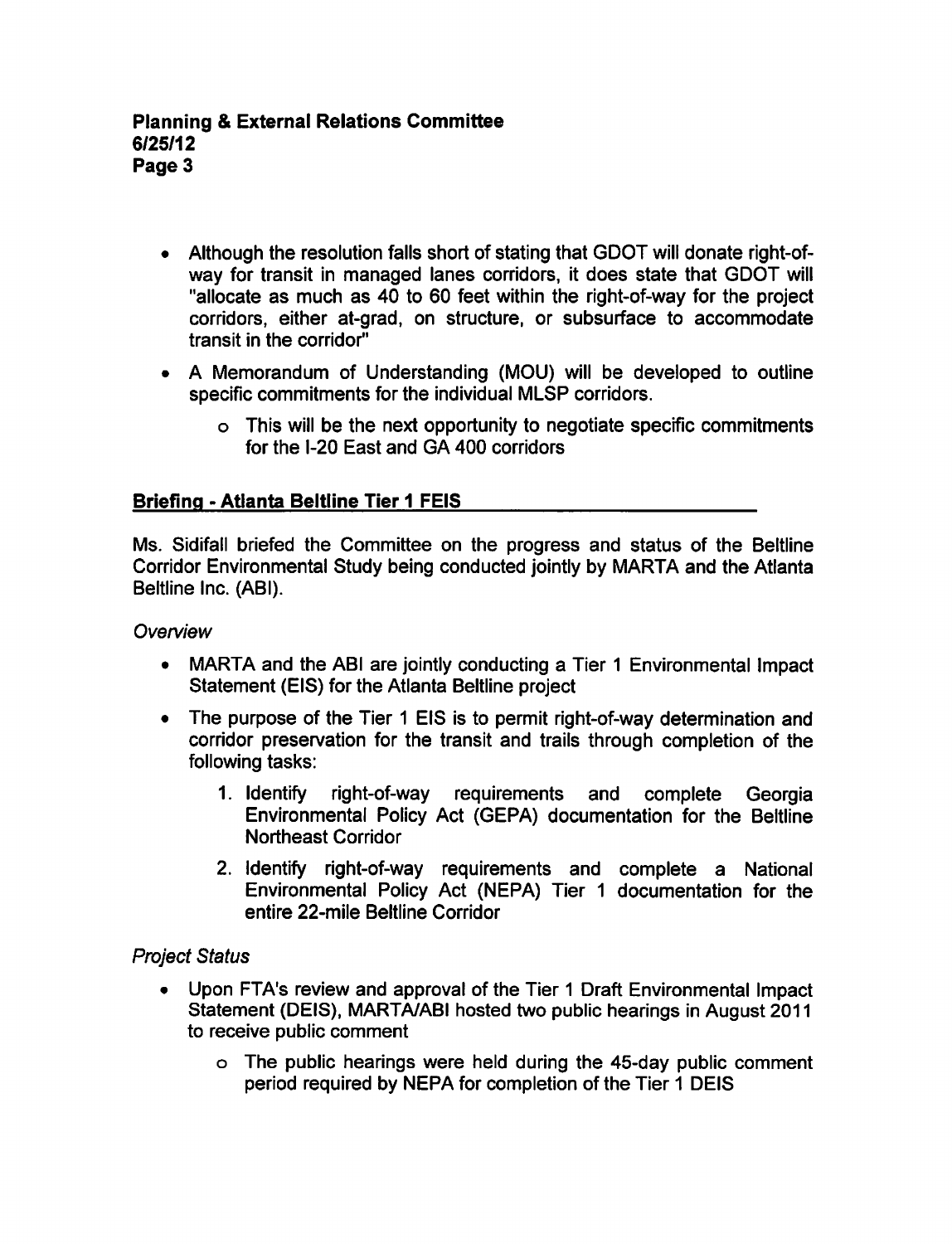- Although the resolution falls short of stating that GDOT will donate right-of-way for transit in managed lanes corridors, it does state that GDOT will "allocate as much as 40 to 60 feet within the right-of-way for the project corridors, either at-grad, on structure, or subsurface to accommodate transit in the corridor"
- A Memorandum of Understanding (MOU) will be developed to outline specific commitments for the individual MLSP corridors.
  - This will be the next opportunity to negotiate specific commitments for the I-20 East and GA 400 corridors

## Briefing - Atlanta Beltline Tier 1 FEIS

Ms. Sidifall briefed the Committee on the progress and status of the Beltline Corridor Environmental Study being conducted jointly by MARTA and the Atlanta Beltline Inc. (ABI).

*Overview*

- MARTA and the ABI are jointly conducting a Tier 1 Environmental Impact Statement (EIS) for the Atlanta Beltline project
- The purpose of the Tier 1 EIS is to permit right-of-way determination and corridor preservation for the transit and trails through completion of the following tasks:
  1. Identify right-of-way requirements and complete Georgia Environmental Policy Act (GEPA) documentation for the Beltline Northeast Corridor
  2. Identify right-of-way requirements and complete a National Environmental Policy Act (NEPA) Tier 1 documentation for the entire 22-mile Beltline Corridor

*Project Status*

- Upon FTA's review and approval of the Tier 1 Draft Environmental Impact Statement (DEIS), MARTA/ABI hosted two public hearings in August 2011 to receive public comment
  - The public hearings were held during the 45-day public comment period required by NEPA for completion of the Tier 1 DEIS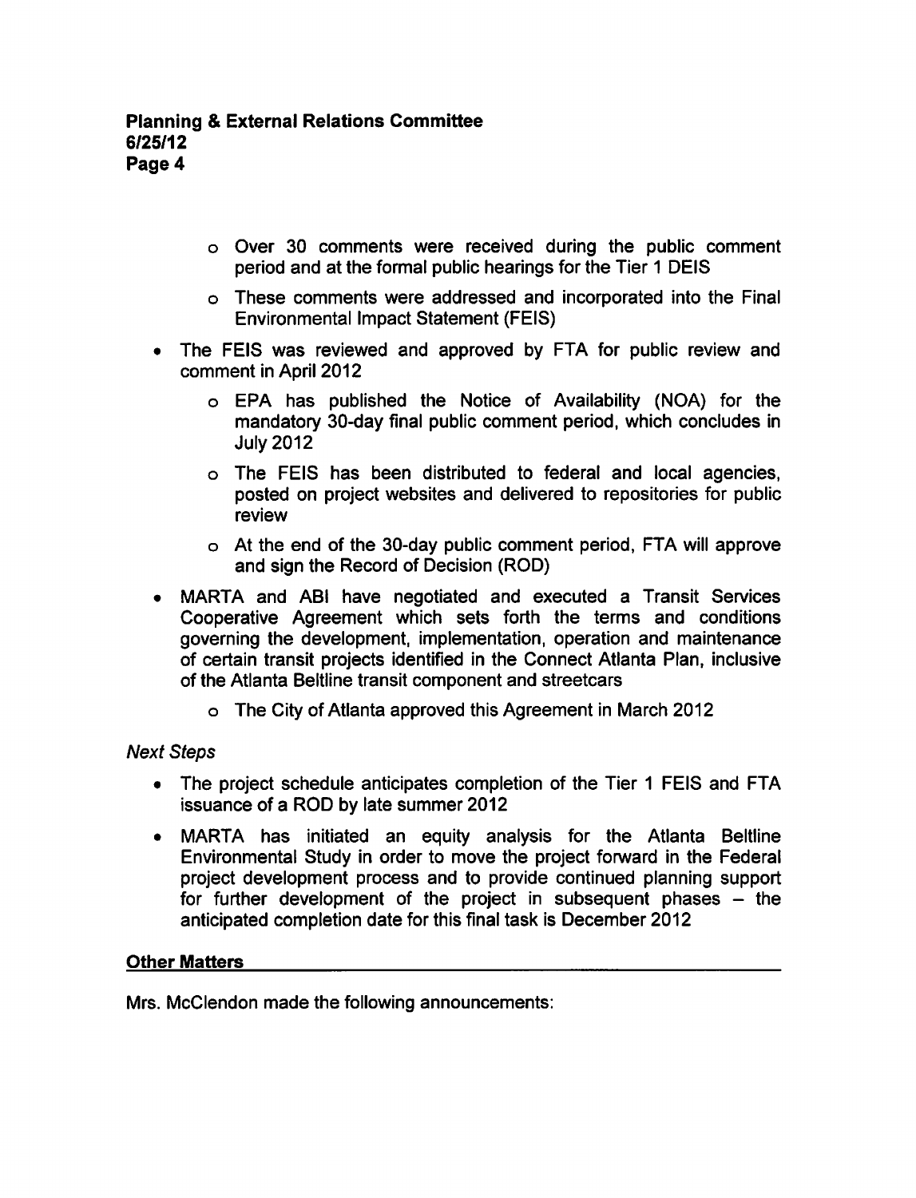- Over 30 comments were received during the public comment period and at the formal public hearings for the Tier 1 DEIS
  - These comments were addressed and incorporated into the Final Environmental Impact Statement (FEIS)
- The FEIS was reviewed and approved by FTA for public review and comment in April 2012
  - EPA has published the Notice of Availability (NOA) for the mandatory 30-day final public comment period, which concludes in July 2012
  - The FEIS has been distributed to federal and local agencies, posted on project websites and delivered to repositories for public review
  - At the end of the 30-day public comment period, FTA will approve and sign the Record of Decision (ROD)
- MARTA and ABI have negotiated and executed a Transit Services Cooperative Agreement which sets forth the terms and conditions governing the development, implementation, operation and maintenance of certain transit projects identified in the Connect Atlanta Plan, inclusive of the Atlanta Beltline transit component and streetcars
  - The City of Atlanta approved this Agreement in March 2012

*Next Steps*

- The project schedule anticipates completion of the Tier 1 FEIS and FTA issuance of a ROD by late summer 2012
- MARTA has initiated an equity analysis for the Atlanta Beltline Environmental Study in order to move the project forward in the Federal project development process and to provide continued planning support for further development of the project in subsequent phases – the anticipated completion date for this final task is December 2012

**Other Matters**

Mrs. McClendon made the following announcements: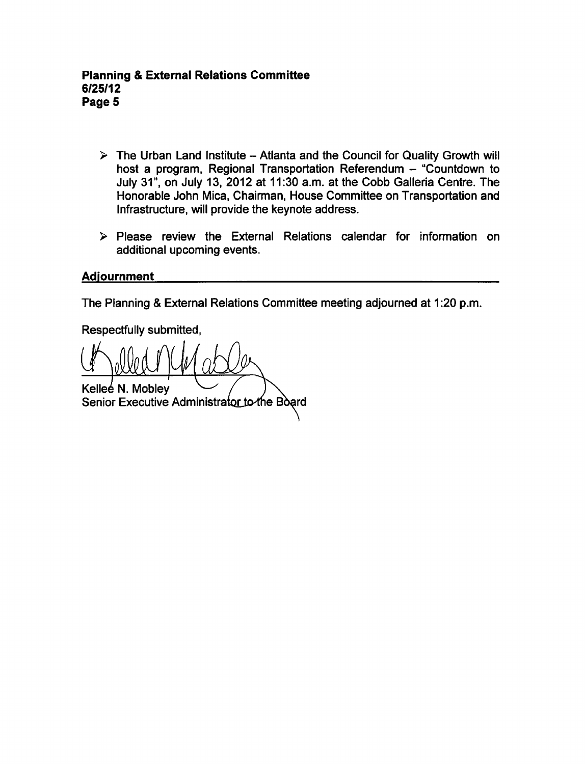- The Urban Land Institute – Atlanta and the Council for Quality Growth will host a program, Regional Transportation Referendum – "Countdown to July 31", on July 13, 2012 at 11:30 a.m. at the Cobb Galleria Centre. The Honorable John Mica, Chairman, House Committee on Transportation and Infrastructure, will provide the keynote address.

- Please review the External Relations calendar for information on additional upcoming events.

## Adjournment

The Planning & External Relations Committee meeting adjourned at 1:20 p.m.

Respectfully submitted,

Kelleé N. Mobley
Senior Executive Administrator to the Board